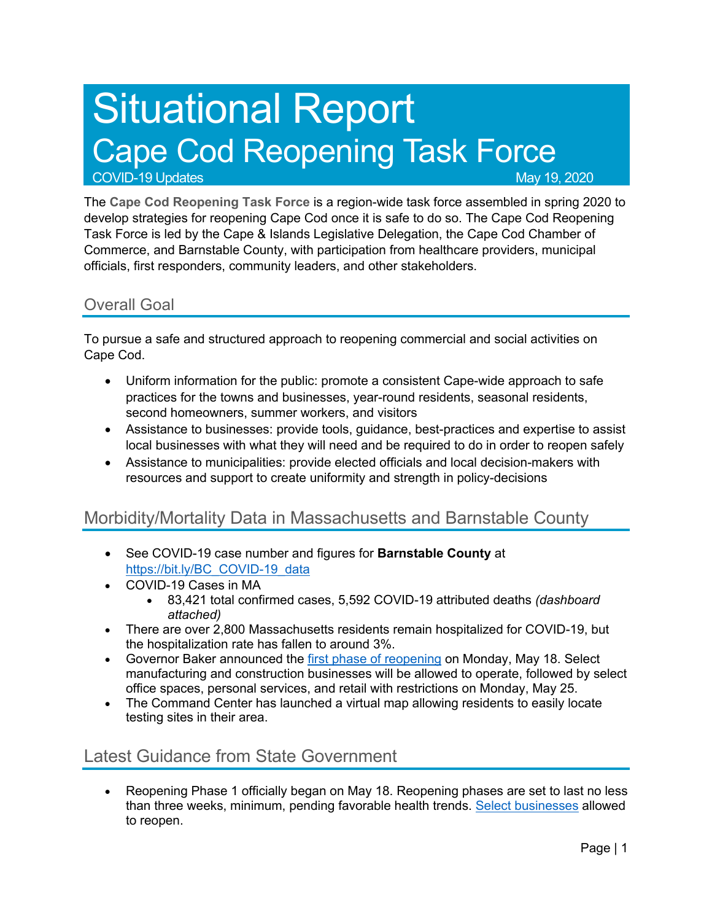# Situational Report
# Cape Cod Reopening Task Force

COVID-19 Updates May 19, 2020

The **Cape Cod Reopening Task Force** is a region-wide task force assembled in spring 2020 to develop strategies for reopening Cape Cod once it is safe to do so. The Cape Cod Reopening Task Force is led by the Cape & Islands Legislative Delegation, the Cape Cod Chamber of Commerce, and Barnstable County, with participation from healthcare providers, municipal officials, first responders, community leaders, and other stakeholders.

## Overall Goal

To pursue a safe and structured approach to reopening commercial and social activities on Cape Cod.

- Uniform information for the public: promote a consistent Cape-wide approach to safe practices for the towns and businesses, year-round residents, seasonal residents, second homeowners, summer workers, and visitors
- Assistance to businesses: provide tools, guidance, best-practices and expertise to assist local businesses with what they will need and be required to do in order to reopen safely
- Assistance to municipalities: provide elected officials and local decision-makers with resources and support to create uniformity and strength in policy-decisions

## Morbidity/Mortality Data in Massachusetts and Barnstable County

- See COVID-19 case number and figures for **Barnstable County** at https://bit.ly/BC_COVID-19_data
- COVID-19 Cases in MA
  - 83,421 total confirmed cases, 5,592 COVID-19 attributed deaths *(dashboard attached)*
- There are over 2,800 Massachusetts residents remain hospitalized for COVID-19, but the hospitalization rate has fallen to around 3%.
- Governor Baker announced the first phase of reopening on Monday, May 18. Select manufacturing and construction businesses will be allowed to operate, followed by select office spaces, personal services, and retail with restrictions on Monday, May 25.
- The Command Center has launched a virtual map allowing residents to easily locate testing sites in their area.

## Latest Guidance from State Government

- Reopening Phase 1 officially began on May 18. Reopening phases are set to last no less than three weeks, minimum, pending favorable health trends. Select businesses allowed to reopen.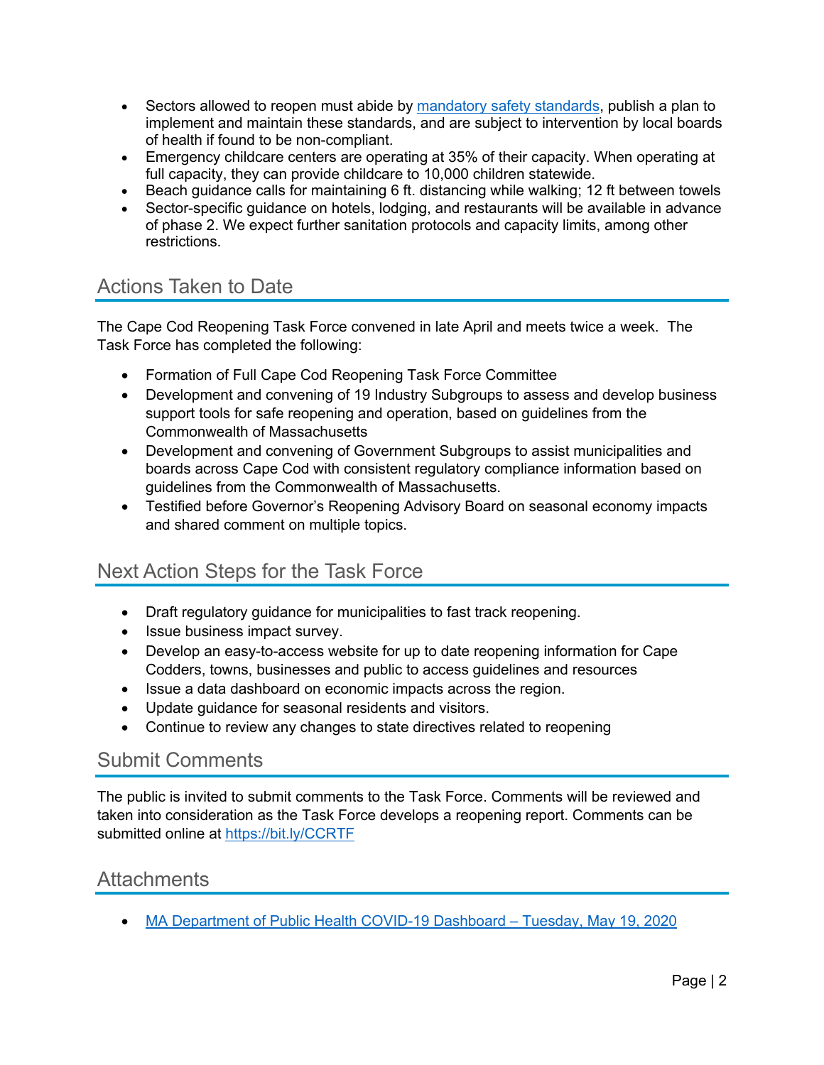- Sectors allowed to reopen must abide by [mandatory safety standards](), publish a plan to implement and maintain these standards, and are subject to intervention by local boards of health if found to be non-compliant.
- Emergency childcare centers are operating at 35% of their capacity. When operating at full capacity, they can provide childcare to 10,000 children statewide.
- Beach guidance calls for maintaining 6 ft. distancing while walking; 12 ft between towels
- Sector-specific guidance on hotels, lodging, and restaurants will be available in advance of phase 2. We expect further sanitation protocols and capacity limits, among other restrictions.

## Actions Taken to Date

The Cape Cod Reopening Task Force convened in late April and meets twice a week. The Task Force has completed the following:

- Formation of Full Cape Cod Reopening Task Force Committee
- Development and convening of 19 Industry Subgroups to assess and develop business support tools for safe reopening and operation, based on guidelines from the Commonwealth of Massachusetts
- Development and convening of Government Subgroups to assist municipalities and boards across Cape Cod with consistent regulatory compliance information based on guidelines from the Commonwealth of Massachusetts.
- Testified before Governor's Reopening Advisory Board on seasonal economy impacts and shared comment on multiple topics.

## Next Action Steps for the Task Force

- Draft regulatory guidance for municipalities to fast track reopening.
- Issue business impact survey.
- Develop an easy-to-access website for up to date reopening information for Cape Codders, towns, businesses and public to access guidelines and resources
- Issue a data dashboard on economic impacts across the region.
- Update guidance for seasonal residents and visitors.
- Continue to review any changes to state directives related to reopening

## Submit Comments

The public is invited to submit comments to the Task Force. Comments will be reviewed and taken into consideration as the Task Force develops a reopening report. Comments can be submitted online at [https://bit.ly/CCRTF](https://bit.ly/CCRTF)

## Attachments

- [MA Department of Public Health COVID-19 Dashboard – Tuesday, May 19, 2020]()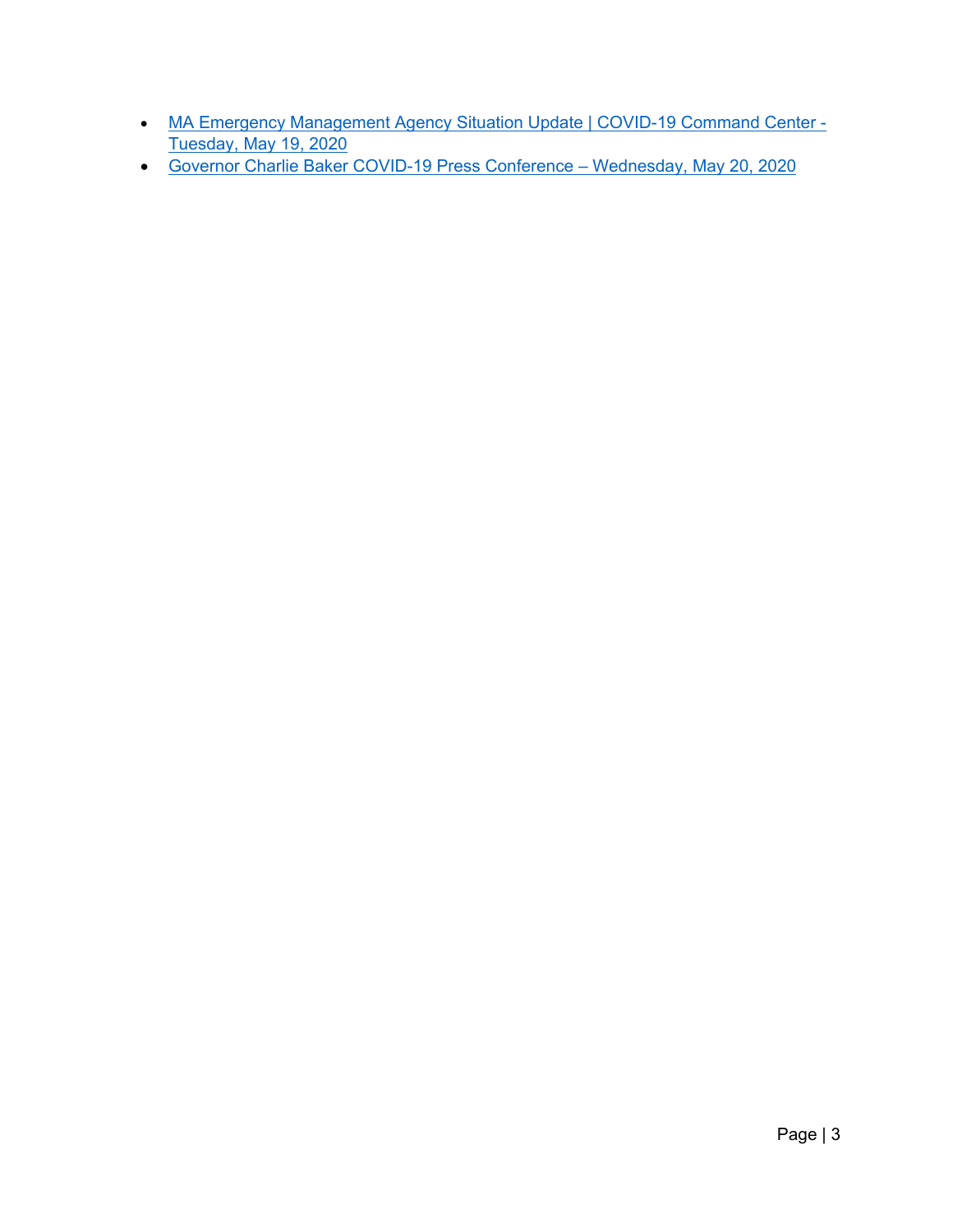- MA Emergency Management Agency Situation Update | COVID-19 Command Center - Tuesday, May 19, 2020
- Governor Charlie Baker COVID-19 Press Conference – Wednesday, May 20, 2020